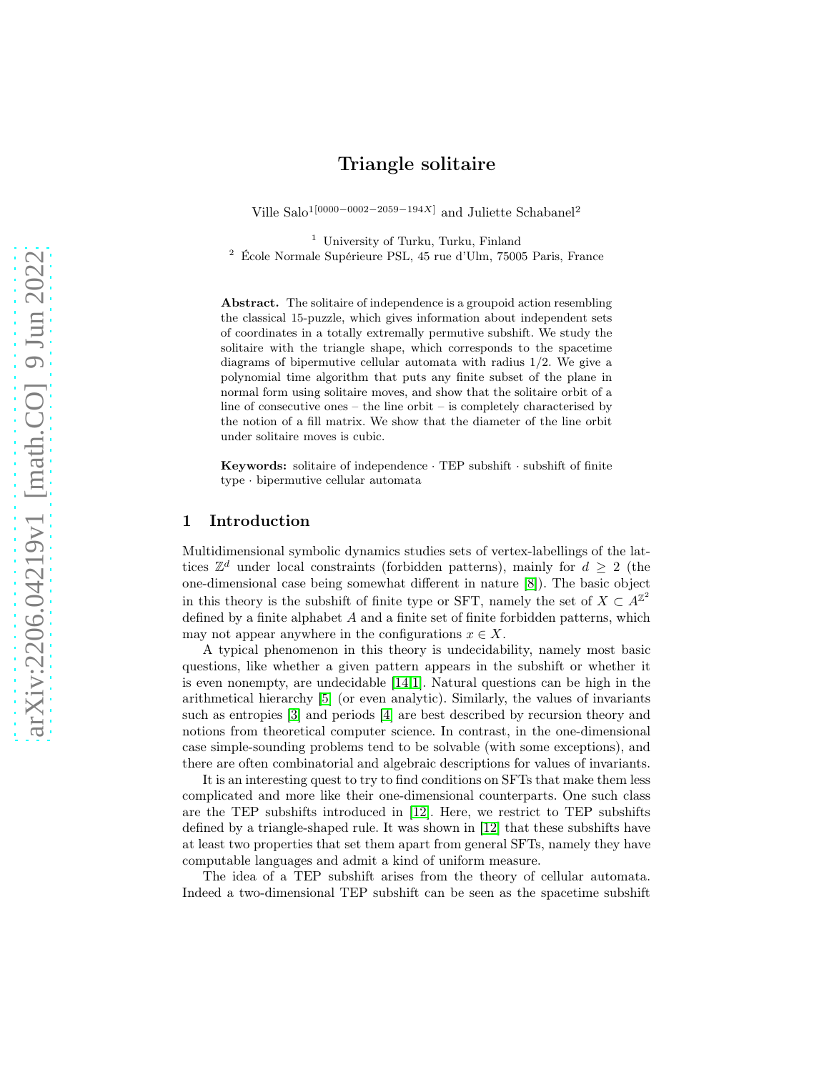# Triangle solitaire

Ville Salo[1][0000−0002−2059−194X] and Juliette Schabanel[2]

[1] University of Turku, Turku, Finland
[2] École Normale Supérieure PSL, 45 rue d'Ulm, 75005 Paris, France

**Abstract.** The solitaire of independence is a groupoid action resembling the classical 15-puzzle, which gives information about independent sets of coordinates in a totally extremally permutive subshift. We study the solitaire with the triangle shape, which corresponds to the spacetime diagrams of bipermutive cellular automata with radius 1/2. We give a polynomial time algorithm that puts any finite subset of the plane in normal form using solitaire moves, and show that the solitaire orbit of a line of consecutive ones – the line orbit – is completely characterised by the notion of a fill matrix. We show that the diameter of the line orbit under solitaire moves is cubic.

**Keywords:** solitaire of independence · TEP subshift · subshift of finite type · bipermutive cellular automata

## 1 Introduction

Multidimensional symbolic dynamics studies sets of vertex-labellings of the lattices $\mathbb{Z}^d$ under local constraints (forbidden patterns), mainly for $d \geq 2$ (the one-dimensional case being somewhat different in nature [8]). The basic object in this theory is the subshift of finite type or SFT, namely the set of $X \subset A^{\mathbb{Z}^2}$ defined by a finite alphabet $A$ and a finite set of finite forbidden patterns, which may not appear anywhere in the configurations $x \in X$.

A typical phenomenon in this theory is undecidability, namely most basic questions, like whether a given pattern appears in the subshift or whether it is even nonempty, are undecidable [14,1]. Natural questions can be high in the arithmetical hierarchy [5] (or even analytic). Similarly, the values of invariants such as entropies [3] and periods [4] are best described by recursion theory and notions from theoretical computer science. In contrast, in the one-dimensional case simple-sounding problems tend to be solvable (with some exceptions), and there are often combinatorial and algebraic descriptions for values of invariants.

It is an interesting quest to try to find conditions on SFTs that make them less complicated and more like their one-dimensional counterparts. One such class are the TEP subshifts introduced in [12]. Here, we restrict to TEP subshifts defined by a triangle-shaped rule. It was shown in [12] that these subshifts have at least two properties that set them apart from general SFTs, namely they have computable languages and admit a kind of uniform measure.

The idea of a TEP subshift arises from the theory of cellular automata. Indeed a two-dimensional TEP subshift can be seen as the spacetime subshift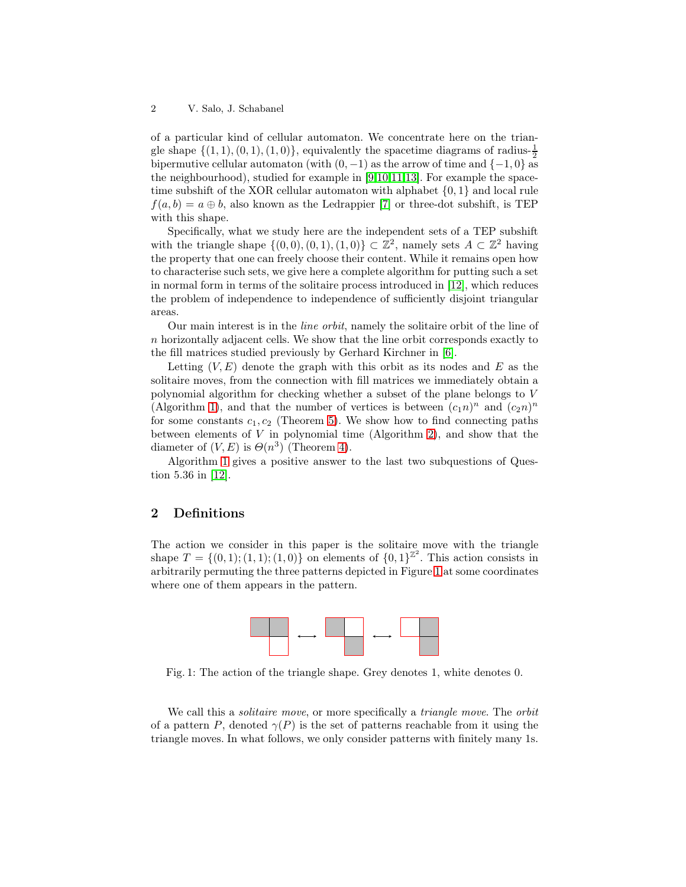of a particular kind of cellular automaton. We concentrate here on the triangle shape $\{(1,1),(0,1),(1,0)\}$, equivalently the spacetime diagrams of radius-$\frac{1}{2}$ bipermutive cellular automaton (with $(0,-1)$ as the arrow of time and $\{-1,0\}$ as the neighbourhood), studied for example in [9,10,11,13]. For example the spacetime subshift of the XOR cellular automaton with alphabet $\{0,1\}$ and local rule $f(a,b) = a \oplus b$, also known as the Ledrappier [7] or three-dot subshift, is TEP with this shape.

Specifically, what we study here are the independent sets of a TEP subshift with the triangle shape $\{(0,0),(0,1),(1,0)\} \subset \mathbb{Z}^2$, namely sets $A \subset \mathbb{Z}^2$ having the property that one can freely choose their content. While it remains open how to characterise such sets, we give here a complete algorithm for putting such a set in normal form in terms of the solitaire process introduced in [12], which reduces the problem of independence to independence of sufficiently disjoint triangular areas.

Our main interest is in the *line orbit*, namely the solitaire orbit of the line of $n$ horizontally adjacent cells. We show that the line orbit corresponds exactly to the fill matrices studied previously by Gerhard Kirchner in [6].

Letting $(V,E)$ denote the graph with this orbit as its nodes and $E$ as the solitaire moves, from the connection with fill matrices we immediately obtain a polynomial algorithm for checking whether a subset of the plane belongs to $V$ (Algorithm 1), and that the number of vertices is between $(c_1 n)^n$ and $(c_2 n)^n$ for some constants $c_1, c_2$ (Theorem 5). We show how to find connecting paths between elements of $V$ in polynomial time (Algorithm 2), and show that the diameter of $(V,E)$ is $\Theta(n^3)$ (Theorem 4).

Algorithm 1 gives a positive answer to the last two subquestions of Question 5.36 in [12].

## 2 Definitions

The action we consider in this paper is the solitaire move with the triangle shape $T = \{(0,1);(1,1);(1,0)\}$ on elements of $\{0,1\}^{\mathbb{Z}^2}$. This action consists in arbitrarily permuting the three patterns depicted in Figure 1 at some coordinates where one of them appears in the pattern.

Fig. 1: The action of the triangle shape. Grey denotes 1, white denotes 0.

We call this a *solitaire move*, or more specifically a *triangle move*. The *orbit* of a pattern $P$, denoted $\gamma(P)$ is the set of patterns reachable from it using the triangle moves. In what follows, we only consider patterns with finitely many 1s.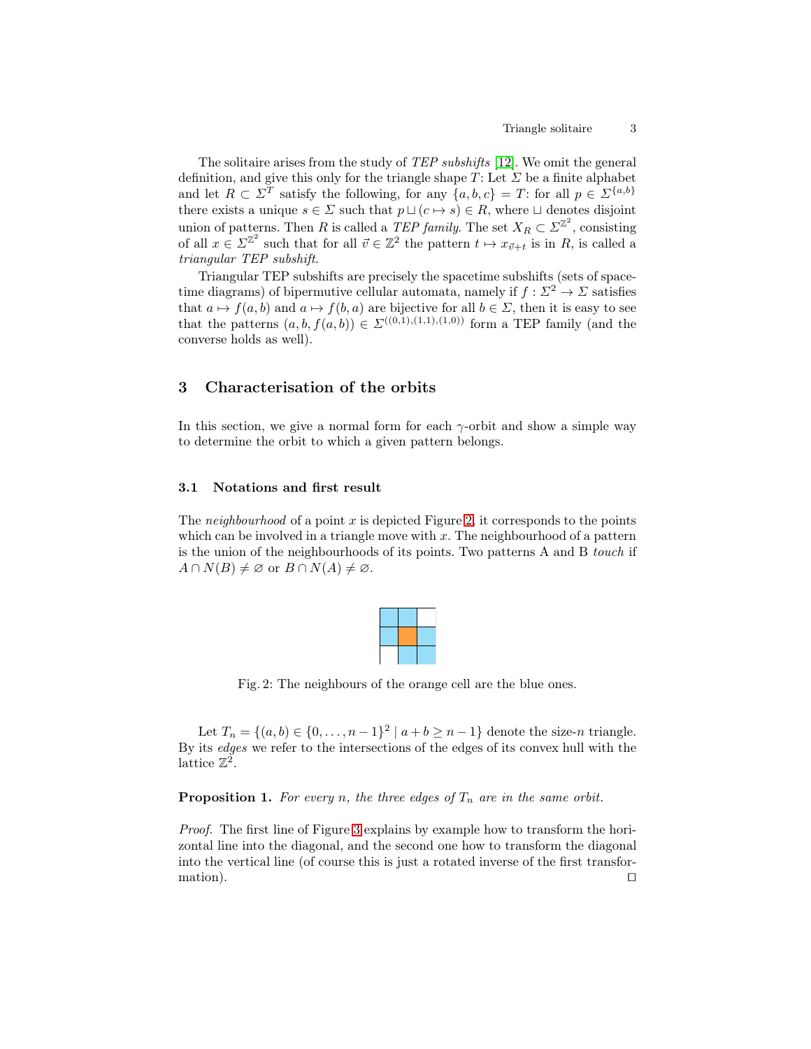The solitaire arises from the study of *TEP subshifts* [12]. We omit the general definition, and give this only for the triangle shape $T$: Let $\Sigma$ be a finite alphabet and let $R \subset \Sigma^T$ satisfy the following, for any $\{a, b, c\} = T$: for all $p \in \Sigma^{\{a,b\}}$ there exists a unique $s \in \Sigma$ such that $p \sqcup (c \mapsto s) \in R$, where $\sqcup$ denotes disjoint union of patterns. Then $R$ is called a *TEP family*. The set $X_R \subset \Sigma^{\mathbb{Z}^2}$, consisting of all $x \in \Sigma^{\mathbb{Z}^2}$ such that for all $\vec{v} \in \mathbb{Z}^2$ the pattern $t \mapsto x_{\vec{v}+t}$ is in $R$, is called a *triangular TEP subshift*.

Triangular TEP subshifts are precisely the spacetime subshifts (sets of spacetime diagrams) of bipermutive cellular automata, namely if $f : \Sigma^2 \to \Sigma$ satisfies that $a \mapsto f(a, b)$ and $a \mapsto f(b, a)$ are bijective for all $b \in \Sigma$, then it is easy to see that the patterns $(a, b, f(a, b)) \in \Sigma^{((0,1),(1,1),(1,0))}$ form a TEP family (and the converse holds as well).

## 3 Characterisation of the orbits

In this section, we give a normal form for each $\gamma$-orbit and show a simple way to determine the orbit to which a given pattern belongs.

### 3.1 Notations and first result

The *neighbourhood* of a point $x$ is depicted Figure 2, it corresponds to the points which can be involved in a triangle move with $x$. The neighbourhood of a pattern is the union of the neighbourhoods of its points. Two patterns A and B *touch* if $A \cap N(B) \neq \varnothing$ or $B \cap N(A) \neq \varnothing$.

Fig. 2: The neighbours of the orange cell are the blue ones.

Let $T_n = \{(a, b) \in \{0, \dots, n-1\}^2 \mid a + b \geq n - 1\}$ denote the size-$n$ triangle. By its *edges* we refer to the intersections of the edges of its convex hull with the lattice $\mathbb{Z}^2$.

**Proposition 1.** *For every $n$, the three edges of $T_n$ are in the same orbit.*

*Proof.* The first line of Figure 3 explains by example how to transform the horizontal line into the diagonal, and the second one how to transform the diagonal into the vertical line (of course this is just a rotated inverse of the first transformation). ◻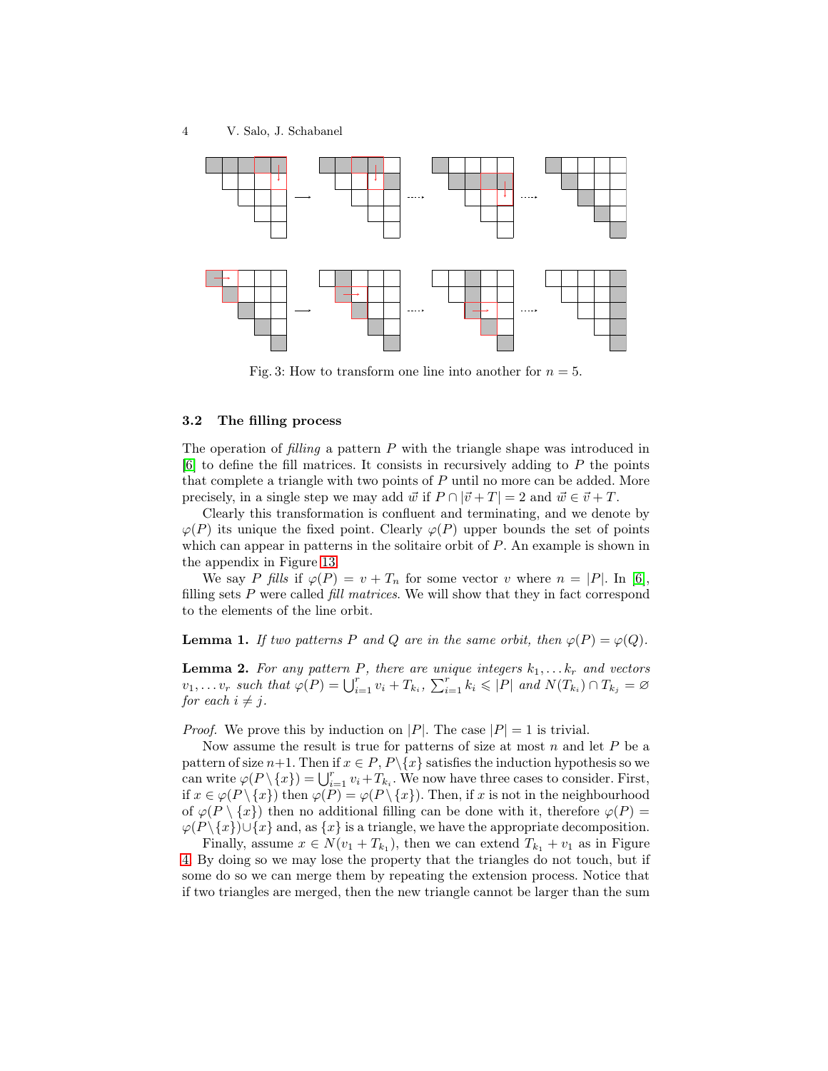Fig. 3: How to transform one line into another for $n = 5$.

### 3.2 The filling process

The operation of *filling* a pattern $P$ with the triangle shape was introduced in [6] to define the fill matrices. It consists in recursively adding to $P$ the points that complete a triangle with two points of $P$ until no more can be added. More precisely, in a single step we may add $\vec{w}$ if $P \cap |\vec{v} + T| = 2$ and $\vec{w} \in \vec{v} + T$.

Clearly this transformation is confluent and terminating, and we denote by $\varphi(P)$ its unique the fixed point. Clearly $\varphi(P)$ upper bounds the set of points which can appear in patterns in the solitaire orbit of $P$. An example is shown in the appendix in Figure 13.

We say $P$ *fills* if $\varphi(P) = v + T_n$ for some vector $v$ where $n = |P|$. In [6], filling sets $P$ were called *fill matrices*. We will show that they in fact correspond to the elements of the line orbit.

**Lemma 1.** *If two patterns $P$ and $Q$ are in the same orbit, then $\varphi(P) = \varphi(Q)$.*

**Lemma 2.** *For any pattern $P$, there are unique integers $k_1, \dots k_r$ and vectors $v_1, \dots v_r$ such that $\varphi(P) = \bigcup_{i=1}^{r} v_i + T_{k_i}$, $\sum_{i=1}^{r} k_i \leqslant |P|$ and $N(T_{k_i}) \cap T_{k_j} = \varnothing$ for each $i \neq j$.*

*Proof.* We prove this by induction on $|P|$. The case $|P| = 1$ is trivial.

Now assume the result is true for patterns of size at most $n$ and let $P$ be a pattern of size $n+1$. Then if $x \in P$, $P \setminus \{x\}$ satisfies the induction hypothesis so we can write $\varphi(P \setminus \{x\}) = \bigcup_{i=1}^{r} v_i + T_{k_i}$. We now have three cases to consider. First, if $x \in \varphi(P \setminus \{x\})$ then $\varphi(P) = \varphi(P \setminus \{x\})$. Then, if $x$ is not in the neighbourhood of $\varphi(P \setminus \{x\})$ then no additional filling can be done with it, therefore $\varphi(P) = \varphi(P \setminus \{x\}) \cup \{x\}$ and, as $\{x\}$ is a triangle, we have the appropriate decomposition.

Finally, assume $x \in N(v_1 + T_{k_1})$, then we can extend $T_{k_1} + v_1$ as in Figure 4. By doing so we may lose the property that the triangles do not touch, but if some do so we can merge them by repeating the extension process. Notice that if two triangles are merged, then the new triangle cannot be larger than the sum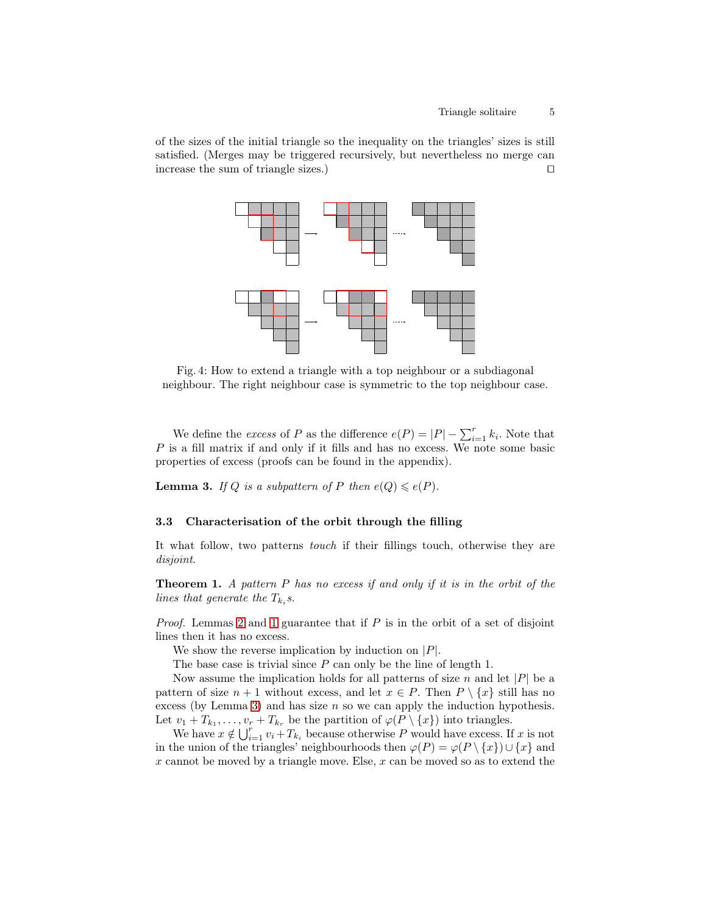of the sizes of the initial triangle so the inequality on the triangles' sizes is still satisfied. (Merges may be triggered recursively, but nevertheless no merge can increase the sum of triangle sizes.) ◻

Fig. 4: How to extend a triangle with a top neighbour or a subdiagonal neighbour. The right neighbour case is symmetric to the top neighbour case.

We define the *excess* of $P$ as the difference $e(P) = |P| - \sum_{i=1}^{r} k_i$. Note that $P$ is a fill matrix if and only if it fills and has no excess. We note some basic properties of excess (proofs can be found in the appendix).

**Lemma 3.** *If $Q$ is a subpattern of $P$ then $e(Q) \leqslant e(P)$.*

### 3.3 Characterisation of the orbit through the filling

It what follow, two patterns *touch* if their fillings touch, otherwise they are *disjoint*.

**Theorem 1.** *A pattern $P$ has no excess if and only if it is in the orbit of the lines that generate the $T_{k_i}$s.*

*Proof.* Lemmas 2 and 1 guarantee that if $P$ is in the orbit of a set of disjoint lines then it has no excess.

We show the reverse implication by induction on $|P|$.

The base case is trivial since $P$ can only be the line of length 1.

Now assume the implication holds for all patterns of size $n$ and let $|P|$ be a pattern of size $n+1$ without excess, and let $x \in P$. Then $P \setminus \{x\}$ still has no excess (by Lemma 3) and has size $n$ so we can apply the induction hypothesis. Let $v_1 + T_{k_1}, \ldots, v_r + T_{k_r}$ be the partition of $\varphi(P \setminus \{x\})$ into triangles.

We have $x \notin \bigcup_{i=1}^{r} v_i + T_{k_i}$ because otherwise $P$ would have excess. If $x$ is not in the union of the triangles' neighbourhoods then $\varphi(P) = \varphi(P \setminus \{x\}) \cup \{x\}$ and $x$ cannot be moved by a triangle move. Else, $x$ can be moved so as to extend the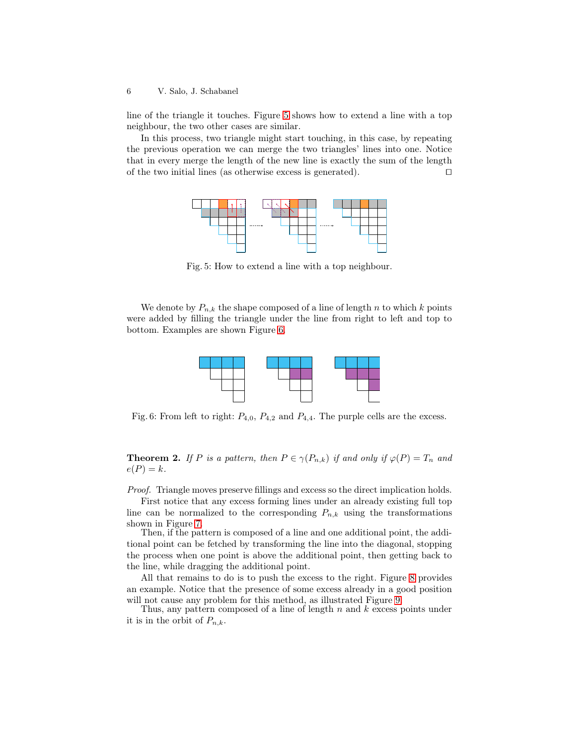line of the triangle it touches. Figure 5 shows how to extend a line with a top neighbour, the two other cases are similar.

In this process, two triangle might start touching, in this case, by repeating the previous operation we can merge the two triangles' lines into one. Notice that in every merge the length of the new line is exactly the sum of the length of the two initial lines (as otherwise excess is generated). $\square$

Fig. 5: How to extend a line with a top neighbour.

We denote by $P_{n,k}$ the shape composed of a line of length $n$ to which $k$ points were added by filling the triangle under the line from right to left and top to bottom. Examples are shown Figure 6.

Fig. 6: From left to right: $P_{4,0}$, $P_{4,2}$ and $P_{4,4}$. The purple cells are the excess.

**Theorem 2.** *If $P$ is a pattern, then $P \in \gamma(P_{n,k})$ if and only if $\varphi(P) = T_n$ and $e(P) = k$.*

*Proof.* Triangle moves preserve fillings and excess so the direct implication holds.

First notice that any excess forming lines under an already existing full top line can be normalized to the corresponding $P_{n,k}$ using the transformations shown in Figure 7.

Then, if the pattern is composed of a line and one additional point, the additional point can be fetched by transforming the line into the diagonal, stopping the process when one point is above the additional point, then getting back to the line, while dragging the additional point.

All that remains to do is to push the excess to the right. Figure 8 provides an example. Notice that the presence of some excess already in a good position will not cause any problem for this method, as illustrated Figure 9.

Thus, any pattern composed of a line of length $n$ and $k$ excess points under it is in the orbit of $P_{n,k}$.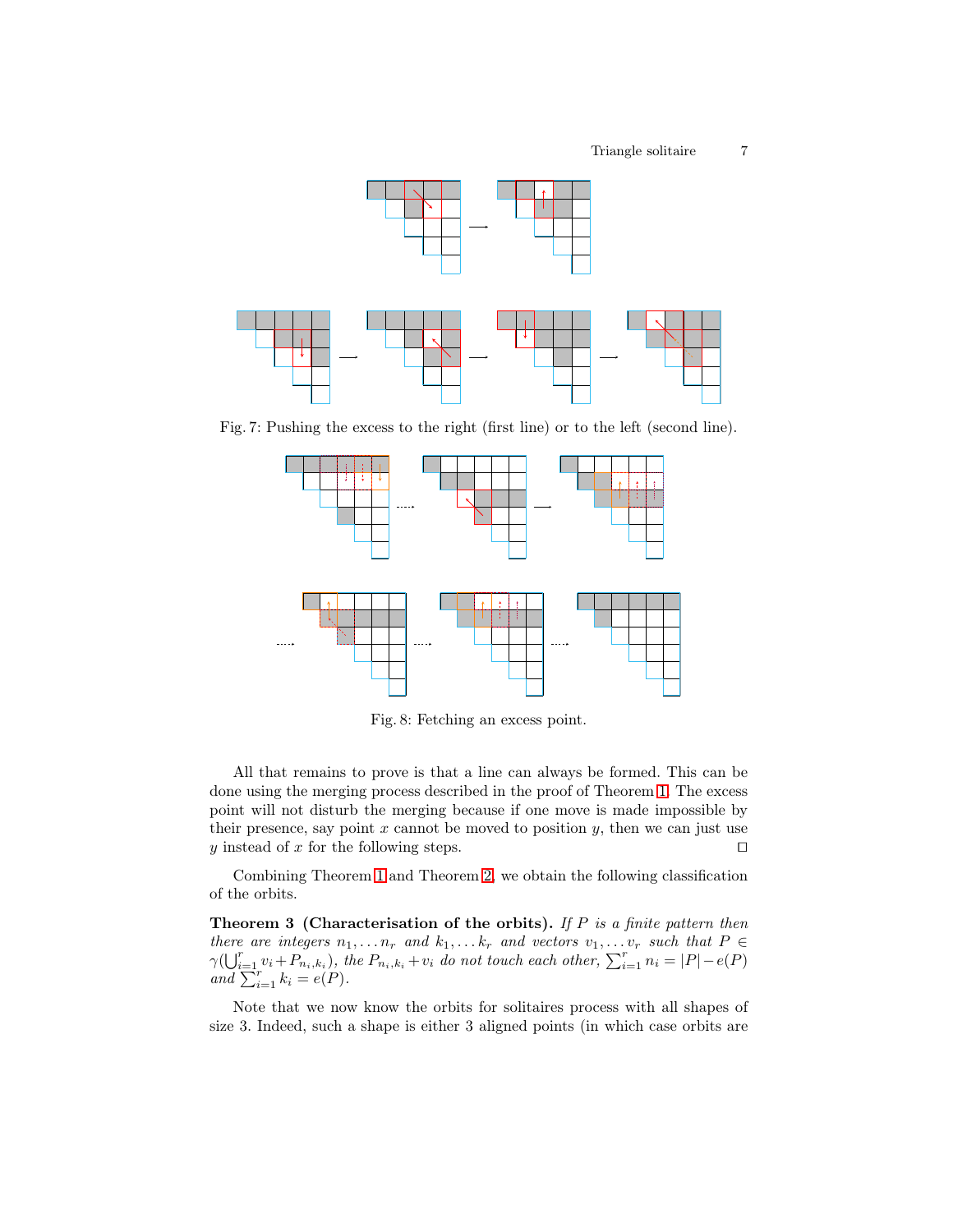Fig. 7: Pushing the excess to the right (first line) or to the left (second line).

Fig. 8: Fetching an excess point.

All that remains to prove is that a line can always be formed. This can be done using the merging process described in the proof of Theorem 1. The excess point will not disturb the merging because if one move is made impossible by their presence, say point $x$ cannot be moved to position $y$, then we can just use $y$ instead of $x$ for the following steps. $\square$

Combining Theorem 1 and Theorem 2, we obtain the following classification of the orbits.

**Theorem 3 (Characterisation of the orbits).** *If $P$ is a finite pattern then there are integers $n_1, \ldots n_r$ and $k_1, \ldots k_r$ and vectors $v_1, \ldots v_r$ such that $P \in \gamma(\bigcup_{i=1}^{r} v_i + P_{n_i,k_i})$, the $P_{n_i,k_i} + v_i$ do not touch each other, $\sum_{i=1}^{r} n_i = |P| - e(P)$ and $\sum_{i=1}^{r} k_i = e(P)$.*

Note that we now know the orbits for solitaires process with all shapes of size 3. Indeed, such a shape is either 3 aligned points (in which case orbits are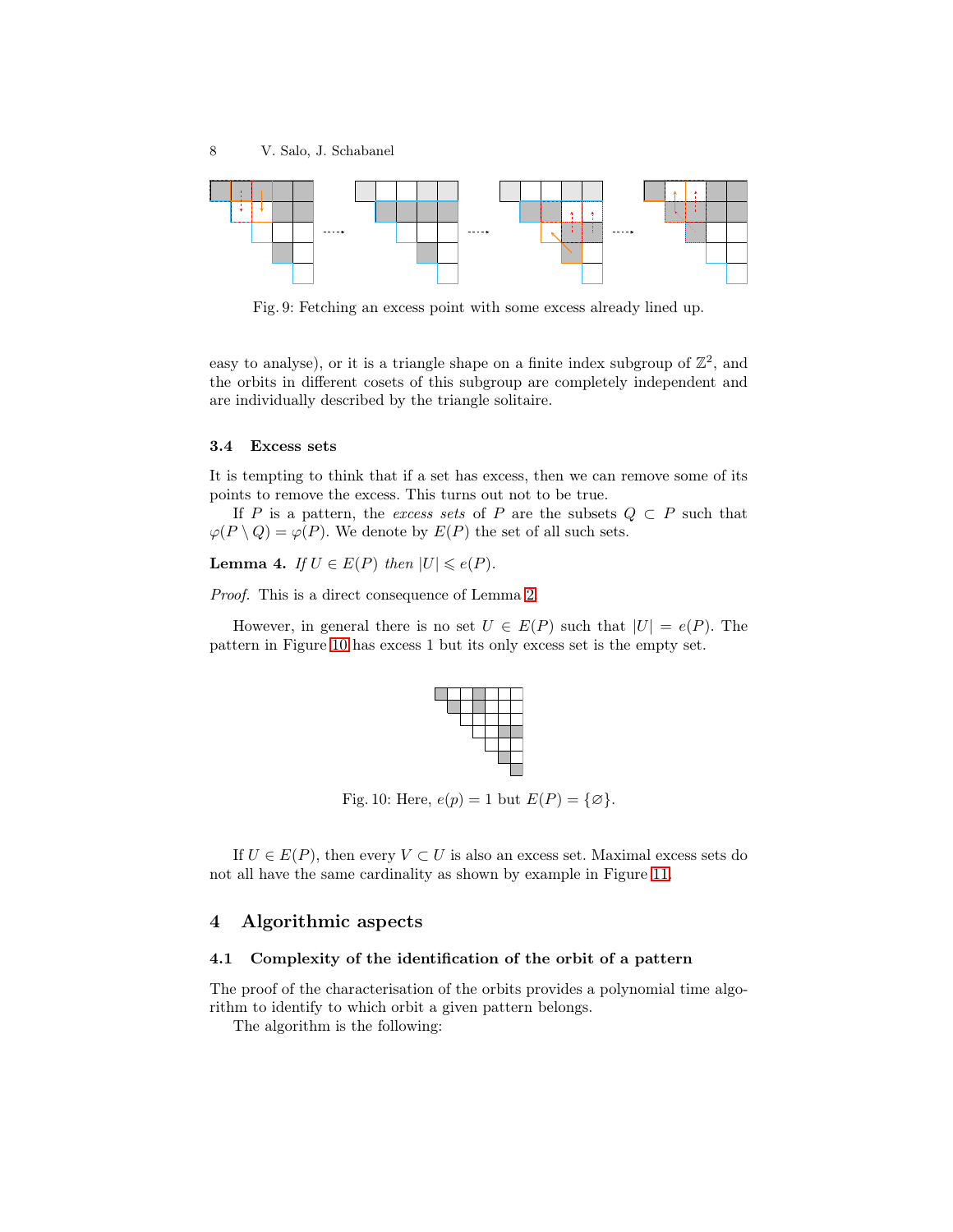Fig. 9: Fetching an excess point with some excess already lined up.

easy to analyse), or it is a triangle shape on a finite index subgroup of $\mathbb{Z}^2$, and the orbits in different cosets of this subgroup are completely independent and are individually described by the triangle solitaire.

### 3.4 Excess sets

It is tempting to think that if a set has excess, then we can remove some of its points to remove the excess. This turns out not to be true.

If $P$ is a pattern, the *excess sets* of $P$ are the subsets $Q \subset P$ such that $\varphi(P \setminus Q) = \varphi(P)$. We denote by $E(P)$ the set of all such sets.

**Lemma 4.** *If $U \in E(P)$ then $|U| \leqslant e(P)$.*

*Proof.* This is a direct consequence of Lemma 2.

However, in general there is no set $U \in E(P)$ such that $|U| = e(P)$. The pattern in Figure 10 has excess 1 but its only excess set is the empty set.

Fig. 10: Here, $e(p) = 1$ but $E(P) = \{\varnothing\}$.

If $U \in E(P)$, then every $V \subset U$ is also an excess set. Maximal excess sets do not all have the same cardinality as shown by example in Figure 11.

## 4 Algorithmic aspects

### 4.1 Complexity of the identification of the orbit of a pattern

The proof of the characterisation of the orbits provides a polynomial time algorithm to identify to which orbit a given pattern belongs.

The algorithm is the following: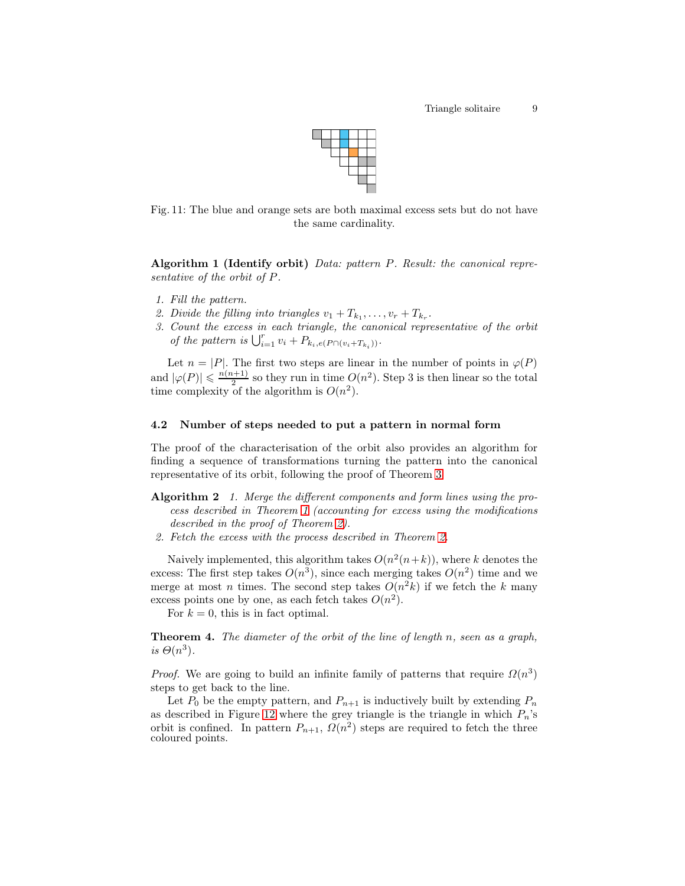Fig. 11: The blue and orange sets are both maximal excess sets but do not have the same cardinality.

**Algorithm 1 (Identify orbit)** *Data: pattern $P$. Result: the canonical representative of the orbit of $P$.*

1. *Fill the pattern.*
2. *Divide the filling into triangles $v_1 + T_{k_1}, \ldots, v_r + T_{k_r}$.*
3. *Count the excess in each triangle, the canonical representative of the orbit of the pattern is $\bigcup_{i=1}^{r} v_i + P_{k_i, e(P \cap (v_i + T_{k_i}))}$.*

Let $n = |P|$. The first two steps are linear in the number of points in $\varphi(P)$ and $|\varphi(P)| \leqslant \frac{n(n+1)}{2}$ so they run in time $O(n^2)$. Step 3 is then linear so the total time complexity of the algorithm is $O(n^2)$.

### 4.2 Number of steps needed to put a pattern in normal form

The proof of the characterisation of the orbit also provides an algorithm for finding a sequence of transformations turning the pattern into the canonical representative of its orbit, following the proof of Theorem 3.

**Algorithm 2**

1. *Merge the different components and form lines using the process described in Theorem 1 (accounting for excess using the modifications described in the proof of Theorem 2).*
2. *Fetch the excess with the process described in Theorem 2.*

Naively implemented, this algorithm takes $O(n^2(n+k))$, where $k$ denotes the excess: The first step takes $O(n^3)$, since each merging takes $O(n^2)$ time and we merge at most $n$ times. The second step takes $O(n^2 k)$ if we fetch the $k$ many excess points one by one, as each fetch takes $O(n^2)$.

For $k = 0$, this is in fact optimal.

**Theorem 4.** *The diameter of the orbit of the line of length $n$, seen as a graph, is $\Theta(n^3)$.*

*Proof.* We are going to build an infinite family of patterns that require $\Omega(n^3)$ steps to get back to the line.

Let $P_0$ be the empty pattern, and $P_{n+1}$ is inductively built by extending $P_n$ as described in Figure 12 where the grey triangle is the triangle in which $P_n$'s orbit is confined. In pattern $P_{n+1}$, $\Omega(n^2)$ steps are required to fetch the three coloured points.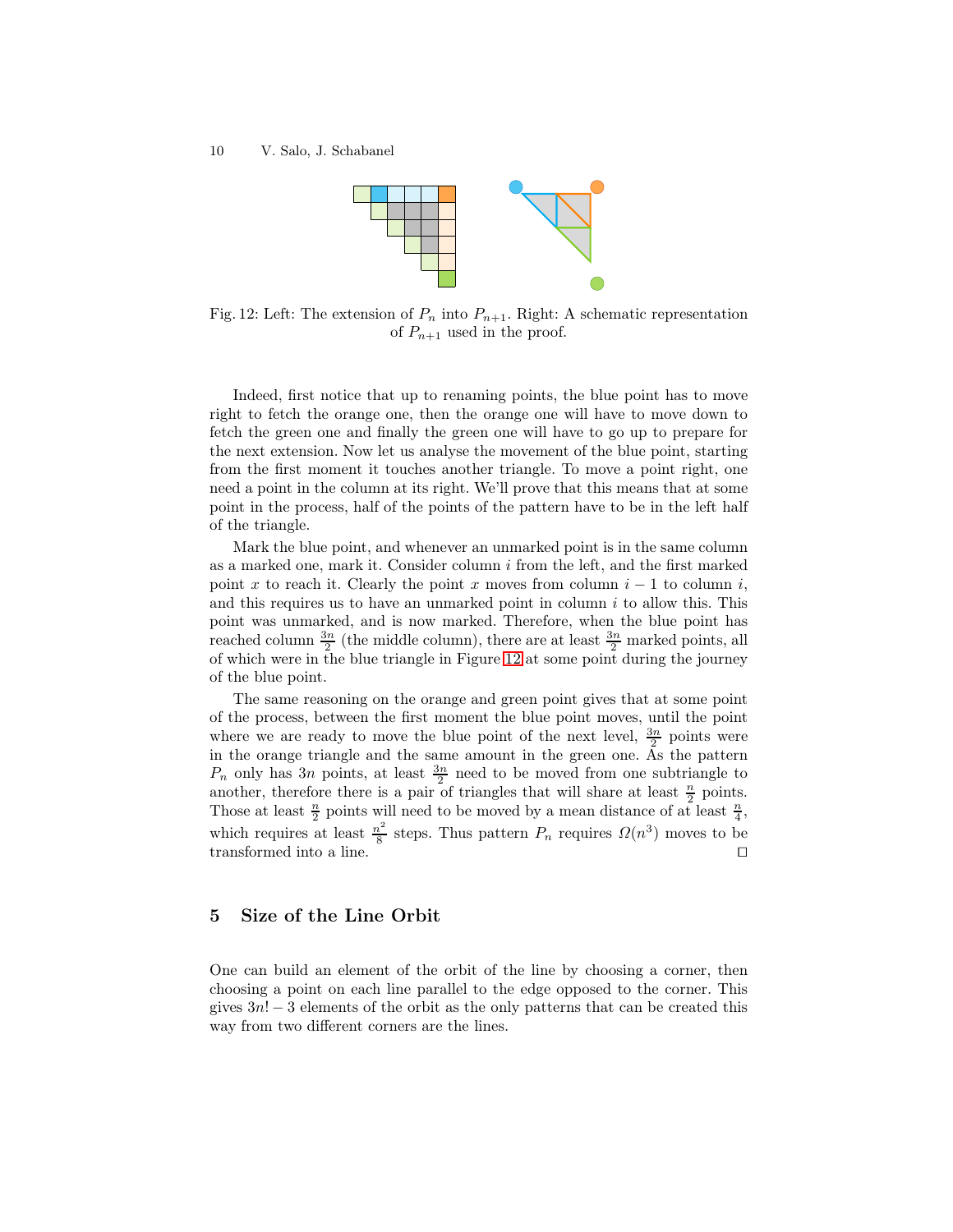Fig. 12: Left: The extension of $P_n$ into $P_{n+1}$. Right: A schematic representation of $P_{n+1}$ used in the proof.

Indeed, first notice that up to renaming points, the blue point has to move right to fetch the orange one, then the orange one will have to move down to fetch the green one and finally the green one will have to go up to prepare for the next extension. Now let us analyse the movement of the blue point, starting from the first moment it touches another triangle. To move a point right, one need a point in the column at its right. We'll prove that this means that at some point in the process, half of the points of the pattern have to be in the left half of the triangle.

Mark the blue point, and whenever an unmarked point is in the same column as a marked one, mark it. Consider column $i$ from the left, and the first marked point $x$ to reach it. Clearly the point $x$ moves from column $i-1$ to column $i$, and this requires us to have an unmarked point in column $i$ to allow this. This point was unmarked, and is now marked. Therefore, when the blue point has reached column $\frac{3n}{2}$ (the middle column), there are at least $\frac{3n}{2}$ marked points, all of which were in the blue triangle in Figure 12 at some point during the journey of the blue point.

The same reasoning on the orange and green point gives that at some point of the process, between the first moment the blue point moves, until the point where we are ready to move the blue point of the next level, $\frac{3n}{2}$ points were in the orange triangle and the same amount in the green one. As the pattern $P_n$ only has $3n$ points, at least $\frac{3n}{2}$ need to be moved from one subtriangle to another, therefore there is a pair of triangles that will share at least $\frac{n}{2}$ points. Those at least $\frac{n}{2}$ points will need to be moved by a mean distance of at least $\frac{n}{4}$, which requires at least $\frac{n^2}{8}$ steps. Thus pattern $P_n$ requires $\Omega(n^3)$ moves to be transformed into a line. □

## 5 Size of the Line Orbit

One can build an element of the orbit of the line by choosing a corner, then choosing a point on each line parallel to the edge opposed to the corner. This gives $3n! - 3$ elements of the orbit as the only patterns that can be created this way from two different corners are the lines.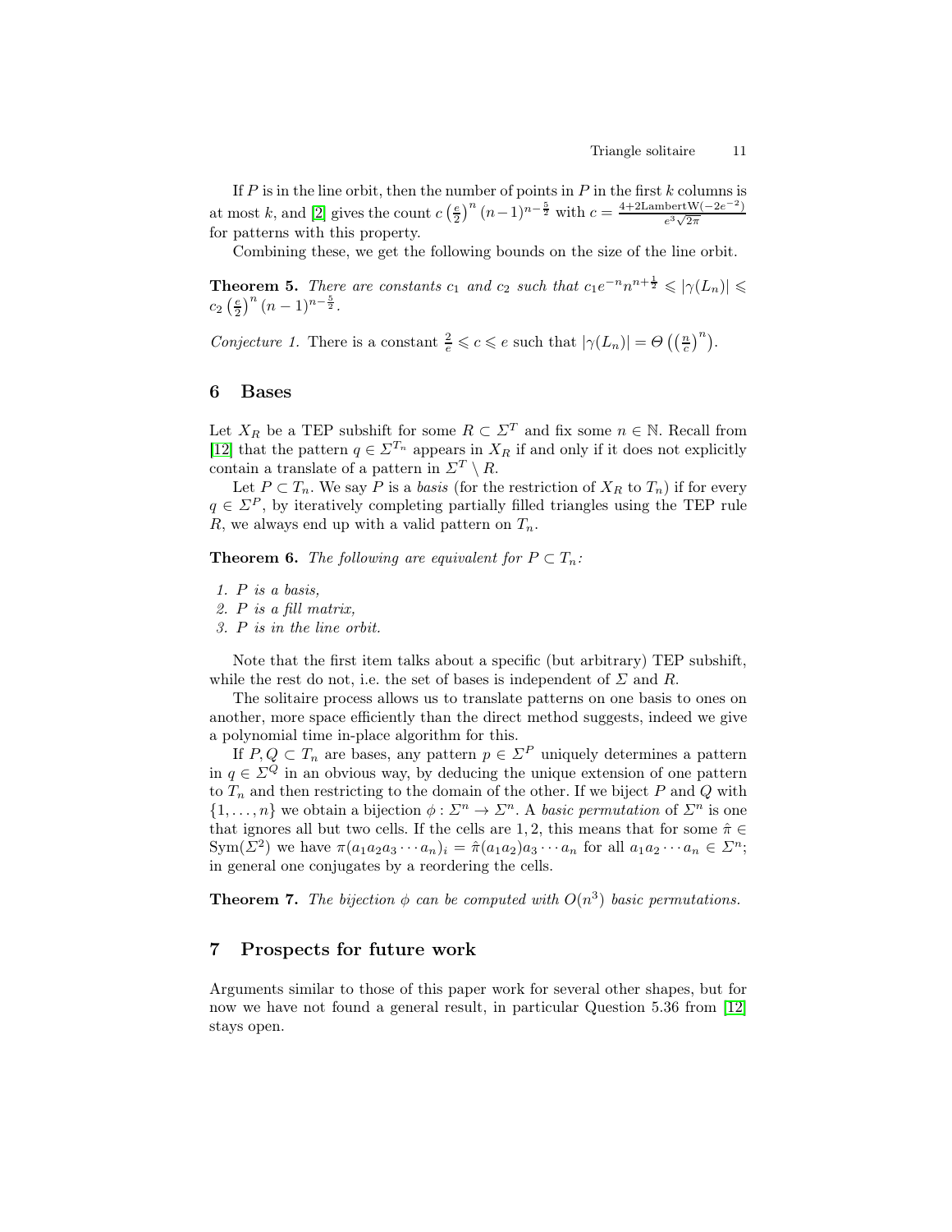If $P$ is in the line orbit, then the number of points in $P$ in the first $k$ columns is at most $k$, and [2] gives the count $c\left(\frac{e}{2}\right)^n (n-1)^{n-\frac{5}{2}}$ with $c = \frac{4+2\text{LambertW}(-2e^{-2})}{e^3\sqrt{2\pi}}$ for patterns with this property.

Combining these, we get the following bounds on the size of the line orbit.

**Theorem 5.** *There are constants $c_1$ and $c_2$ such that $c_1 e^{-n} n^{n+\frac{1}{2}} \leqslant |\gamma(L_n)| \leqslant c_2\left(\frac{e}{2}\right)^n (n-1)^{n-\frac{5}{2}}$.*

*Conjecture 1.* There is a constant $\frac{2}{e} \leqslant c \leqslant e$ such that $|\gamma(L_n)| = \Theta\left(\left(\frac{n}{c}\right)^n\right)$.

## 6 Bases

Let $X_R$ be a TEP subshift for some $R \subset \Sigma^T$ and fix some $n \in \mathbb{N}$. Recall from [12] that the pattern $q \in \Sigma^{T_n}$ appears in $X_R$ if and only if it does not explicitly contain a translate of a pattern in $\Sigma^T \setminus R$.

Let $P \subset T_n$. We say $P$ is a *basis* (for the restriction of $X_R$ to $T_n$) if for every $q \in \Sigma^P$, by iteratively completing partially filled triangles using the TEP rule $R$, we always end up with a valid pattern on $T_n$.

**Theorem 6.** *The following are equivalent for $P \subset T_n$:*

1. *$P$ is a basis,*
2. *$P$ is a fill matrix,*
3. *$P$ is in the line orbit.*

Note that the first item talks about a specific (but arbitrary) TEP subshift, while the rest do not, i.e. the set of bases is independent of $\Sigma$ and $R$.

The solitaire process allows us to translate patterns on one basis to ones on another, more space efficiently than the direct method suggests, indeed we give a polynomial time in-place algorithm for this.

If $P, Q \subset T_n$ are bases, any pattern $p \in \Sigma^P$ uniquely determines a pattern in $q \in \Sigma^Q$ in an obvious way, by deducing the unique extension of one pattern to $T_n$ and then restricting to the domain of the other. If we biject $P$ and $Q$ with $\{1, \ldots, n\}$ we obtain a bijection $\phi : \Sigma^n \to \Sigma^n$. A *basic permutation* of $\Sigma^n$ is one that ignores all but two cells. If the cells are $1, 2$, this means that for some $\hat{\pi} \in \text{Sym}(\Sigma^2)$ we have $\pi(a_1 a_2 a_3 \cdots a_n)_i = \hat{\pi}(a_1 a_2) a_3 \cdots a_n$ for all $a_1 a_2 \cdots a_n \in \Sigma^n$; in general one conjugates by a reordering the cells.

**Theorem 7.** *The bijection $\phi$ can be computed with $O(n^3)$ basic permutations.*

## 7 Prospects for future work

Arguments similar to those of this paper work for several other shapes, but for now we have not found a general result, in particular Question 5.36 from [12] stays open.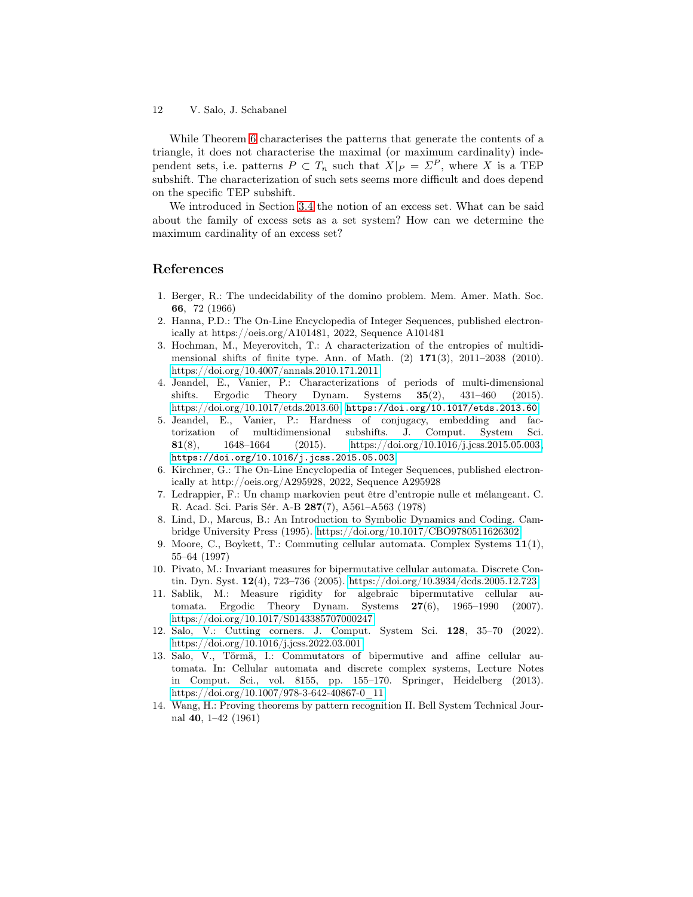While Theorem 6 characterises the patterns that generate the contents of a triangle, it does not characterise the maximal (or maximum cardinality) independent sets, i.e. patterns $P \subset T_n$ such that $X|_P = \Sigma^P$, where $X$ is a TEP subshift. The characterization of such sets seems more difficult and does depend on the specific TEP subshift.

We introduced in Section 3.4 the notion of an excess set. What can be said about the family of excess sets as a set system? How can we determine the maximum cardinality of an excess set?

## References

1. Berger, R.: The undecidability of the domino problem. Mem. Amer. Math. Soc. **66**, 72 (1966)
2. Hanna, P.D.: The On-Line Encyclopedia of Integer Sequences, published electronically at https://oeis.org/A101481, 2022, Sequence A101481
3. Hochman, M., Meyerovitch, T.: A characterization of the entropies of multidimensional shifts of finite type. Ann. of Math. (2) **171**(3), 2011–2038 (2010). https://doi.org/10.4007/annals.2010.171.2011
4. Jeandel, E., Vanier, P.: Characterizations of periods of multi-dimensional shifts. Ergodic Theory Dynam. Systems **35**(2), 431–460 (2015). https://doi.org/10.1017/etds.2013.60, `https://doi.org/10.1017/etds.2013.60`
5. Jeandel, E., Vanier, P.: Hardness of conjugacy, embedding and factorization of multidimensional subshifts. J. Comput. System Sci. **81**(8), 1648–1664 (2015). https://doi.org/10.1016/j.jcss.2015.05.003, `https://doi.org/10.1016/j.jcss.2015.05.003`
6. Kirchner, G.: The On-Line Encyclopedia of Integer Sequences, published electronically at http://oeis.org/A295928, 2022, Sequence A295928
7. Ledrappier, F.: Un champ markovien peut être d'entropie nulle et mélangeant. C. R. Acad. Sci. Paris Sér. A-B **287**(7), A561–A563 (1978)
8. Lind, D., Marcus, B.: An Introduction to Symbolic Dynamics and Coding. Cambridge University Press (1995). https://doi.org/10.1017/CBO9780511626302
9. Moore, C., Boykett, T.: Commuting cellular automata. Complex Systems **11**(1), 55–64 (1997)
10. Pivato, M.: Invariant measures for bipermutative cellular automata. Discrete Contin. Dyn. Syst. **12**(4), 723–736 (2005). https://doi.org/10.3934/dcds.2005.12.723
11. Sablik, M.: Measure rigidity for algebraic bipermutative cellular automata. Ergodic Theory Dynam. Systems **27**(6), 1965–1990 (2007). https://doi.org/10.1017/S0143385707000247
12. Salo, V.: Cutting corners. J. Comput. System Sci. **128**, 35–70 (2022). https://doi.org/10.1016/j.jcss.2022.03.001
13. Salo, V., Törmä, I.: Commutators of bipermutive and affine cellular automata. In: Cellular automata and discrete complex systems, Lecture Notes in Comput. Sci., vol. 8155, pp. 155–170. Springer, Heidelberg (2013). https://doi.org/10.1007/978-3-642-40867-0_11
14. Wang, H.: Proving theorems by pattern recognition II. Bell System Technical Journal **40**, 1–42 (1961)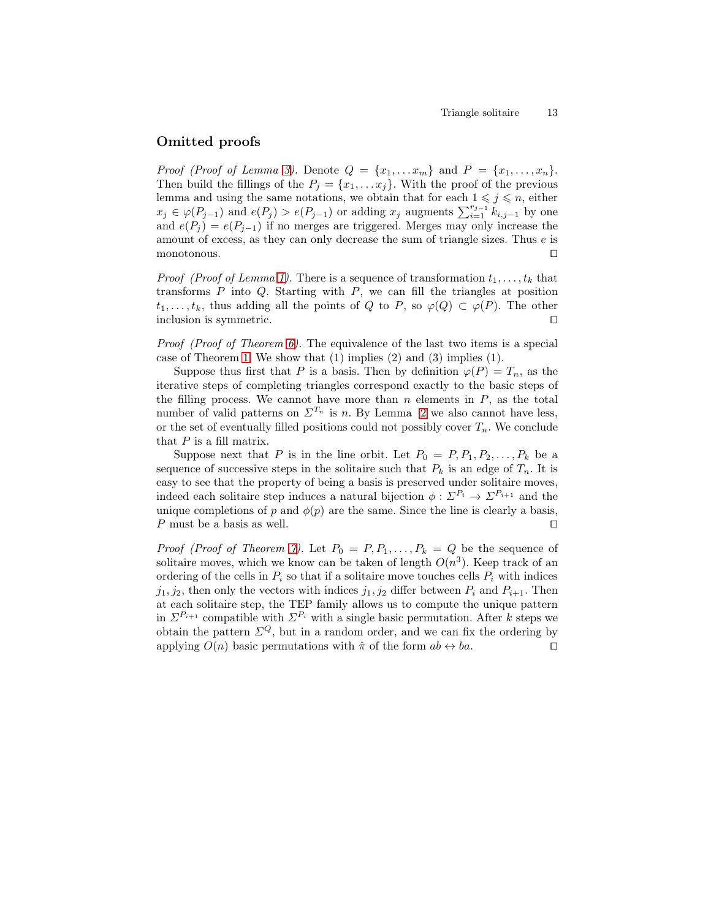## Omitted proofs

*Proof (Proof of Lemma 3).* Denote $Q = \{x_1, \dots x_m\}$ and $P = \{x_1, \dots, x_n\}$. Then build the fillings of the $P_j = \{x_1, \dots x_j\}$. With the proof of the previous lemma and using the same notations, we obtain that for each $1 \leqslant j \leqslant n$, either $x_j \in \varphi(P_{j-1})$ and $e(P_j) > e(P_{j-1})$ or adding $x_j$ augments $\sum_{i=1}^{r_{j-1}} k_{i,j-1}$ by one and $e(P_j) = e(P_{j-1})$ if no merges are triggered. Merges may only increase the amount of excess, as they can only decrease the sum of triangle sizes. Thus $e$ is monotonous. ◻

*Proof (Proof of Lemma 1).* There is a sequence of transformation $t_1, \dots, t_k$ that transforms $P$ into $Q$. Starting with $P$, we can fill the triangles at position $t_1, \dots, t_k$, thus adding all the points of $Q$ to $P$, so $\varphi(Q) \subset \varphi(P)$. The other inclusion is symmetric. ◻

*Proof (Proof of Theorem 6).* The equivalence of the last two items is a special case of Theorem 1. We show that (1) implies (2) and (3) implies (1).

Suppose thus first that $P$ is a basis. Then by definition $\varphi(P) = T_n$, as the iterative steps of completing triangles correspond exactly to the basic steps of the filling process. We cannot have more than $n$ elements in $P$, as the total number of valid patterns on $\Sigma^{T_n}$ is $n$. By Lemma 2 we also cannot have less, or the set of eventually filled positions could not possibly cover $T_n$. We conclude that $P$ is a fill matrix.

Suppose next that $P$ is in the line orbit. Let $P_0 = P, P_1, P_2, \dots, P_k$ be a sequence of successive steps in the solitaire such that $P_k$ is an edge of $T_n$. It is easy to see that the property of being a basis is preserved under solitaire moves, indeed each solitaire step induces a natural bijection $\phi : \Sigma^{P_i} \to \Sigma^{P_{i+1}}$ and the unique completions of $p$ and $\phi(p)$ are the same. Since the line is clearly a basis, $P$ must be a basis as well. ◻

*Proof (Proof of Theorem 7).* Let $P_0 = P, P_1, \dots, P_k = Q$ be the sequence of solitaire moves, which we know can be taken of length $O(n^3)$. Keep track of an ordering of the cells in $P_i$ so that if a solitaire move touches cells $P_i$ with indices $j_1, j_2$, then only the vectors with indices $j_1, j_2$ differ between $P_i$ and $P_{i+1}$. Then at each solitaire step, the TEP family allows us to compute the unique pattern in $\Sigma^{P_{i+1}}$ compatible with $\Sigma^{P_i}$ with a single basic permutation. After $k$ steps we obtain the pattern $\Sigma^Q$, but in a random order, and we can fix the ordering by applying $O(n)$ basic permutations with $\hat{\pi}$ of the form $ab \leftrightarrow ba$. ◻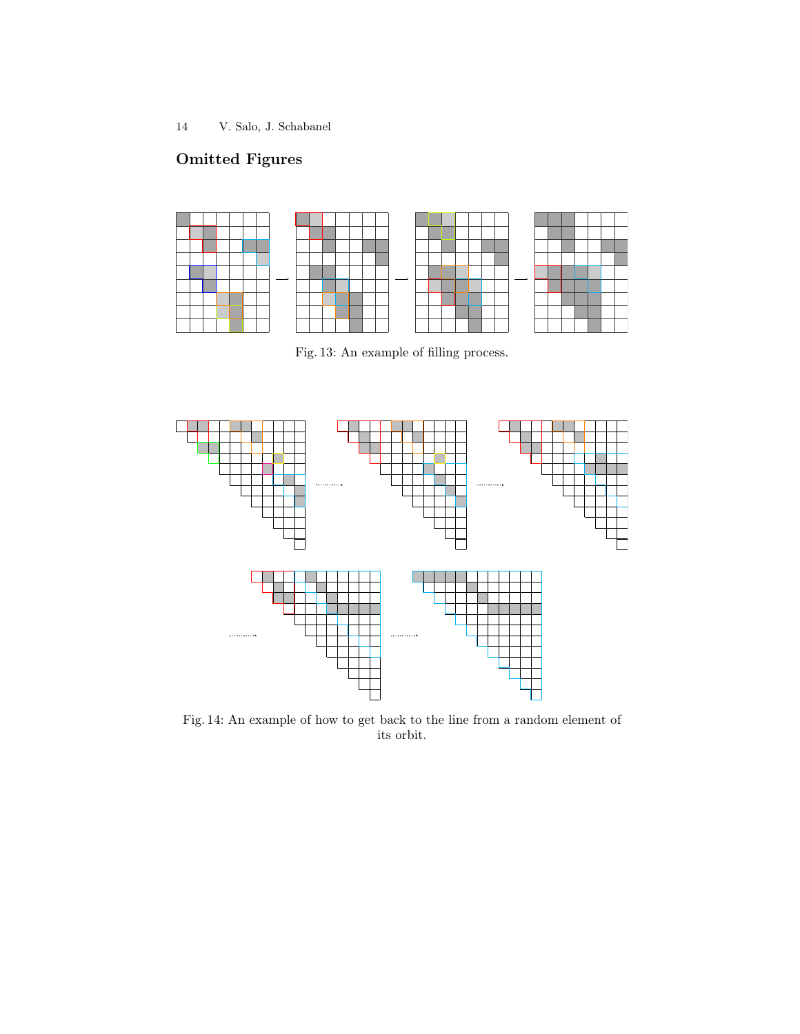## Omitted Figures

Fig. 13: An example of filling process.

Fig. 14: An example of how to get back to the line from a random element of its orbit.